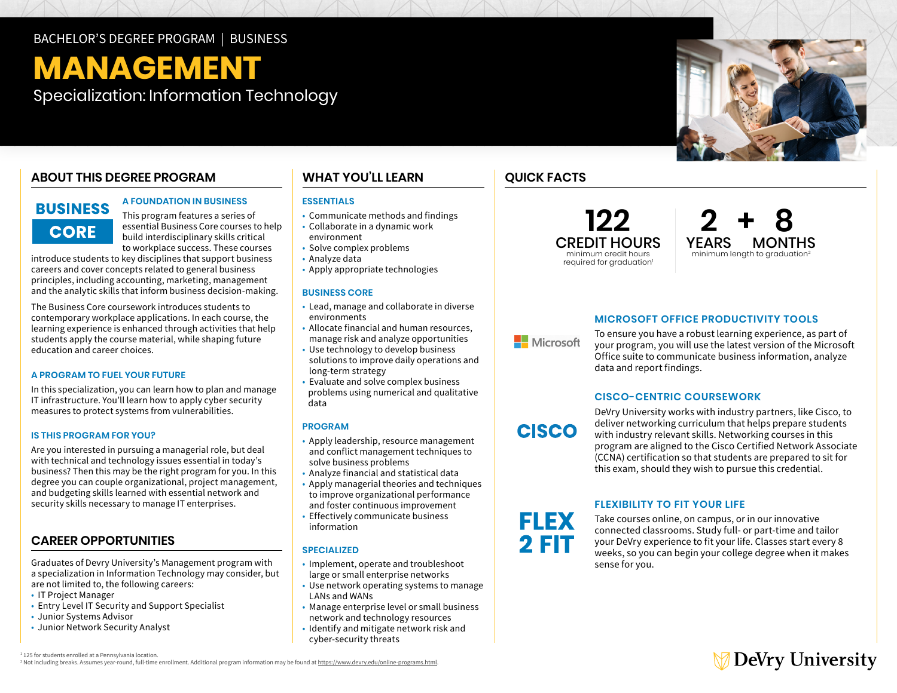BACHELOR'S DEGREE PROGRAM | BUSINESS

# MANAGEMENT

Specialization: Information Technology

## ABOUT THIS DEGREE PROGRAM

**BUSINESS CORE**

### A FOUNDATION IN BUSINESS

This program features a series of essential Business Core courses to help build interdisciplinary skills critical to workplace success. These courses introduce students to key disciplines that support business careers and cover concepts related to general business principles, including accounting, marketing, management and the analytic skills that inform business decision-making.

The Business Core coursework introduces students to contemporary workplace applications. In each course, the learning experience is enhanced through activities that help students apply the course material, while shaping future education and career choices.

### A PROGRAM TO FUEL YOUR FUTURE

In this specialization, you can learn how to plan and manage IT infrastructure. You'll learn how to apply cyber security measures to protect systems from vulnerabilities.

### IS THIS PROGRAM FOR YOU?

Are you interested in pursuing a managerial role, but deal with technical and technology issues essential in today's business? Then this may be the right program for you. In this degree you can couple organizational, project management, and budgeting skills learned with essential network and security skills necessary to manage IT enterprises.

## CAREER OPPORTUNITIES

Graduates of Devry University's Management program with a specialization in Information Technology may consider, but are not limited to, the following careers:

- IT Project Manager
- Entry Level IT Security and Support Specialist
- Junior Systems Advisor
- Junior Network Security Analyst

## WHAT YOU'LL LEARN

### ESSENTIALS

- Communicate methods and findings
- Collaborate in a dynamic work environment
- Solve complex problems
- Analyze data
- Apply appropriate technologies

### BUSINESS CORE

- Lead, manage and collaborate in diverse environments
- Allocate financial and human resources, manage risk and analyze opportunities
- Use technology to develop business solutions to improve daily operations and long-term strategy
- Evaluate and solve complex business problems using numerical and qualitative data

### PROGRAM

- Apply leadership, resource management and conflict management techniques to solve business problems
- Analyze financial and statistical data
- Apply managerial theories and techniques to improve organizational performance and foster continuous improvement
- Effectively communicate business information

### SPECIALIZED

- Implement, operate and troubleshoot large or small enterprise networks
- Use network operating systems to manage LANs and WANs
- Manage enterprise level or small business network and technology resources
- Identify and mitigate network risk and cyber-security threats

## QUICK FACTS

**122 CREDIT HOURS**
minimum credit hours required for graduation[1]

**2 YEARS + 8 MONTHS**
minimum length to graduation[2]

### MICROSOFT OFFICE PRODUCTIVITY TOOLS

Microsoft

To ensure you have a robust learning experience, as part of your program, you will use the latest version of the Microsoft Office suite to communicate business information, analyze data and report findings.

### CISCO-CENTRIC COURSEWORK

CISCO

DeVry University works with industry partners, like Cisco, to deliver networking curriculum that helps prepare students with industry relevant skills. Networking courses in this program are aligned to the Cisco Certified Network Associate (CCNA) certification so that students are prepared to sit for this exam, should they wish to pursue this credential.

### FLEXIBILITY TO FIT YOUR LIFE

FLEX 2 FIT

Take courses online, on campus, or in our innovative connected classrooms. Study full- or part-time and tailor your DeVry experience to fit your life. Classes start every 8 weeks, so you can begin your college degree when it makes sense for you.

[1] 125 for students enrolled at a Pennsylvania location.
[2] Not including breaks. Assumes year-round, full-time enrollment. Additional program information may be found at https://www.devry.edu/online-programs.html.

DeVry University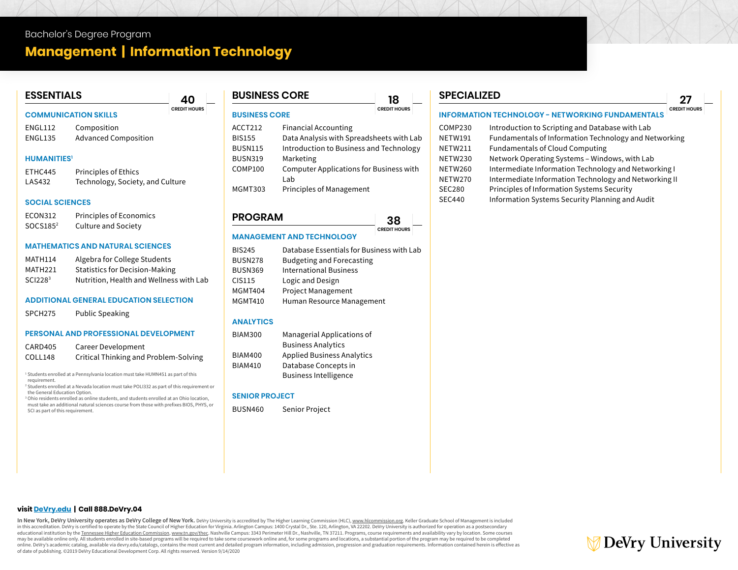Bachelor's Degree Program

# Management | Information Technology

## ESSENTIALS

**40** CREDIT HOURS

### COMMUNICATION SKILLS

| | |
|---|---|
| ENGL112 | Composition |
| ENGL135 | Advanced Composition |

### HUMANITIES[1]

| | |
|---|---|
| ETHC445 | Principles of Ethics |
| LAS432 | Technology, Society, and Culture |

### SOCIAL SCIENCES

| | |
|---|---|
| ECON312 | Principles of Economics |
| SOCS185[2] | Culture and Society |

### MATHEMATICS AND NATURAL SCIENCES

| | |
|---|---|
| MATH114 | Algebra for College Students |
| MATH221 | Statistics for Decision-Making |
| SCI228[3] | Nutrition, Health and Wellness with Lab |

### ADDITIONAL GENERAL EDUCATION SELECTION

| | |
|---|---|
| SPCH275 | Public Speaking |

### PERSONAL AND PROFESSIONAL DEVELOPMENT

| | |
|---|---|
| CARD405 | Career Development |
| COLL148 | Critical Thinking and Problem-Solving |

[1] Students enrolled at a Pennsylvania location must take HUMN451 as part of this requirement.
[2] Students enrolled at a Nevada location must take POLI332 as part of this requirement or the General Education Option.
[3] Ohio residents enrolled as online students, and students enrolled at an Ohio location, must take an additional natural sciences course from those with prefixes BIOS, PHYS, or SCI as part of this requirement.

## BUSINESS CORE

**18** CREDIT HOURS

### BUSINESS CORE

| | |
|---|---|
| ACCT212 | Financial Accounting |
| BIS155 | Data Analysis with Spreadsheets with Lab |
| BUSN115 | Introduction to Business and Technology |
| BUSN319 | Marketing |
| COMP100 | Computer Applications for Business with Lab |
| MGMT303 | Principles of Management |

## PROGRAM

**38** CREDIT HOURS

### MANAGEMENT AND TECHNOLOGY

| | |
|---|---|
| BIS245 | Database Essentials for Business with Lab |
| BUSN278 | Budgeting and Forecasting |
| BUSN369 | International Business |
| CIS115 | Logic and Design |
| MGMT404 | Project Management |
| MGMT410 | Human Resource Management |

### ANALYTICS

| | |
|---|---|
| BIAM300 | Managerial Applications of Business Analytics |
| BIAM400 | Applied Business Analytics |
| BIAM410 | Database Concepts in Business Intelligence |

### SENIOR PROJECT

| | |
|---|---|
| BUSN460 | Senior Project |

## SPECIALIZED

**27** CREDIT HOURS

### INFORMATION TECHNOLOGY - NETWORKING FUNDAMENTALS

| | |
|---|---|
| COMP230 | Introduction to Scripting and Database with Lab |
| NETW191 | Fundamentals of Information Technology and Networking |
| NETW211 | Fundamentals of Cloud Computing |
| NETW230 | Network Operating Systems – Windows, with Lab |
| NETW260 | Intermediate Information Technology and Networking I |
| NETW270 | Intermediate Information Technology and Networking II |
| SEC280 | Principles of Information Systems Security |
| SEC440 | Information Systems Security Planning and Audit |

**visit DeVry.edu | Call 888.DeVry.04**

**In New York, DeVry University operates as DeVry College of New York.** DeVry University is accredited by The Higher Learning Commission (HLC), www.hlcommission.org. Keller Graduate School of Management is included in this accreditation. DeVry is certified to operate by the State Council of Higher Education for Virginia. Arlington Campus: 1400 Crystal Dr., Ste. 120, Arlington, VA 22202. DeVry University is authorized for operation as a postsecondary educational institution by the Tennessee Higher Education Commission, www.tn.gov/thec. Nashville Campus: 3343 Perimeter Hill Dr., Nashville, TN 37211. Programs, course requirements and availability vary by location. Some courses may be available online only. All students enrolled in site-based programs will be required to take some coursework online and, for some programs and locations, a substantial portion of the program may be required to be completed online. DeVry's academic catalog, available via devry.edu/catalogs, contains the most current and detailed program information, including admission, progression and graduation requirements. Information contained herein is effective as of date of publishing. ©2019 DeVry Educational Development Corp. All rights reserved. Version 9/14/2020

DeVry University